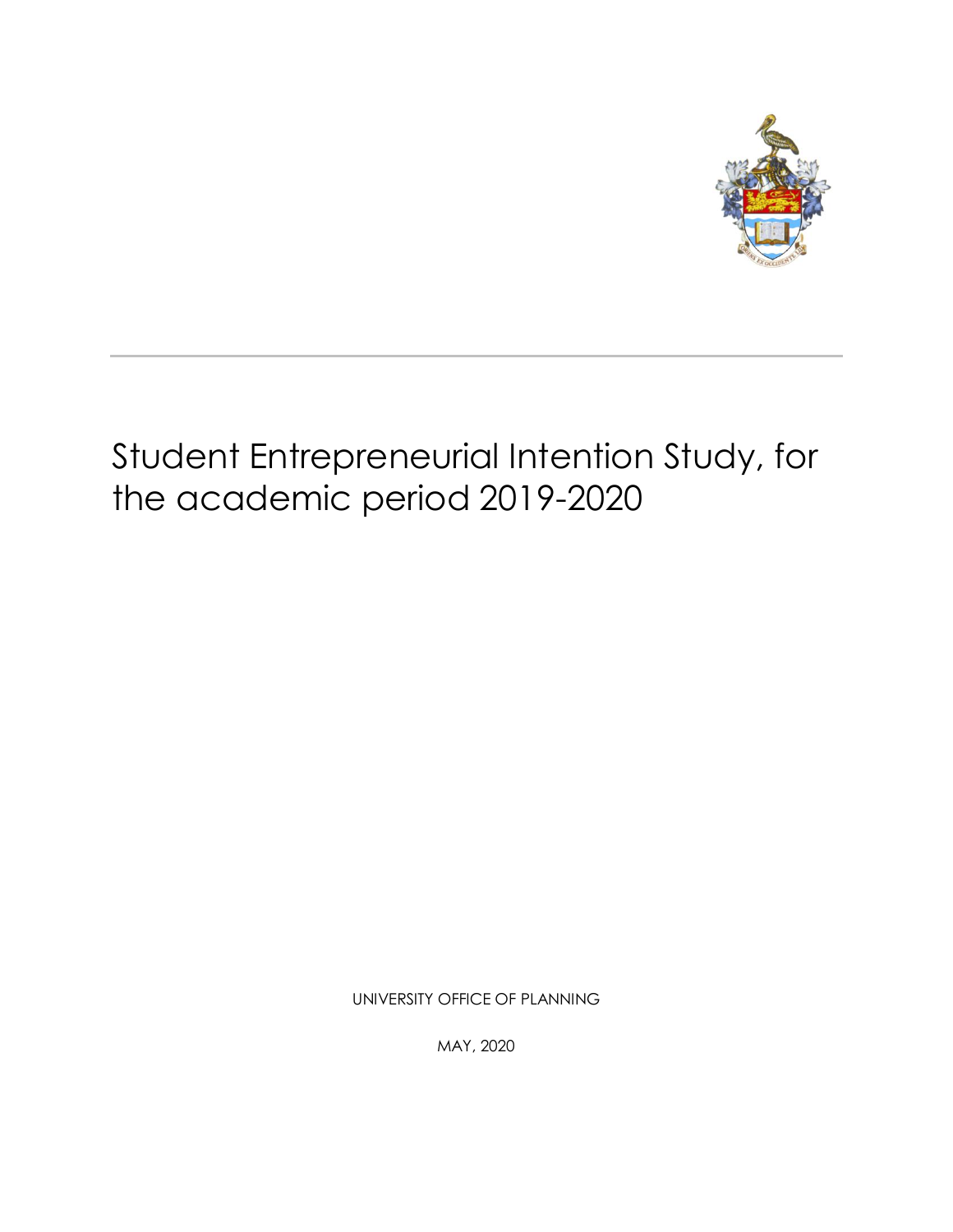# Student Entrepreneurial Intention Study, for the academic period 2019-2020

UNIVERSITY OFFICE OF PLANNING

MAY, 2020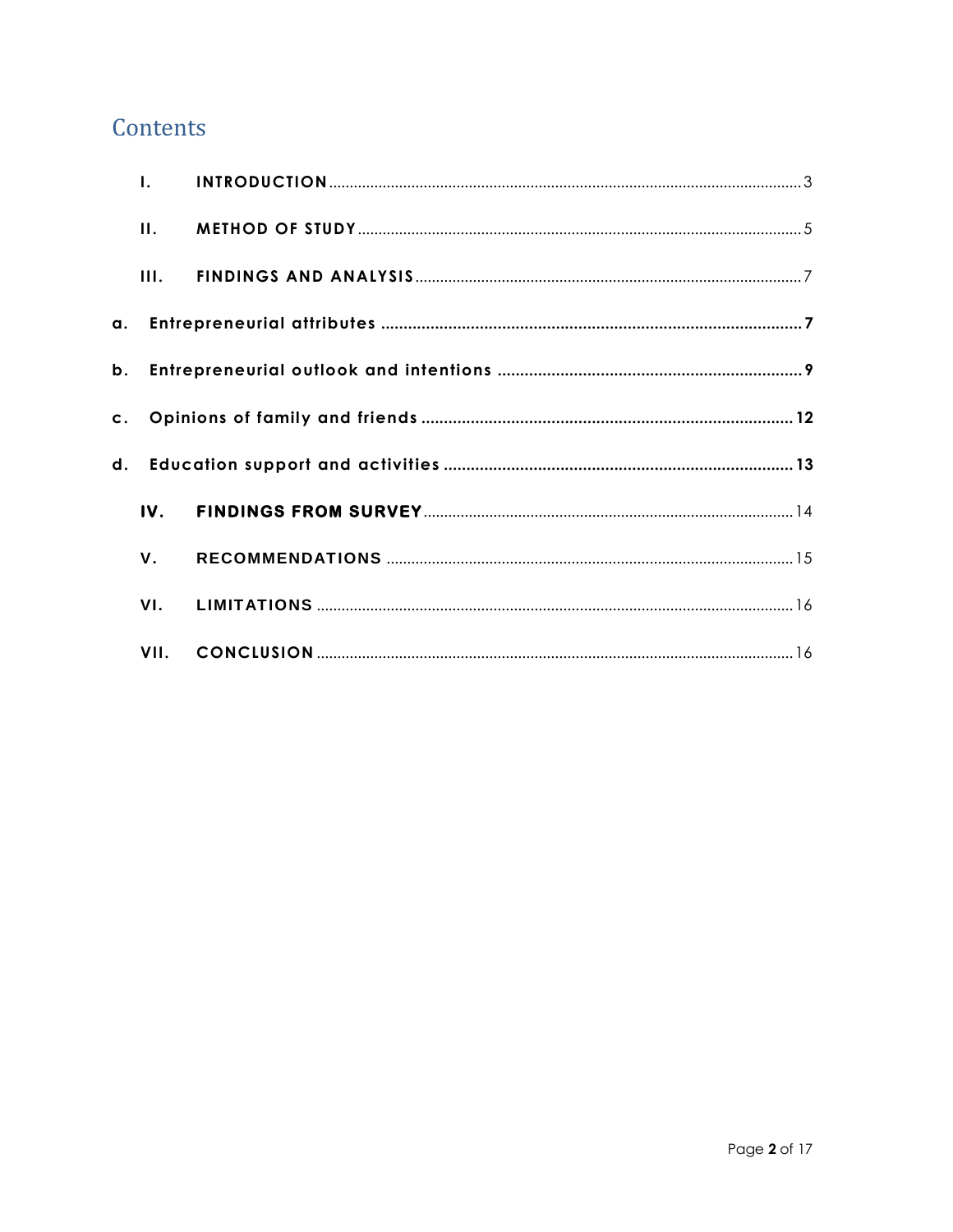# Contents

I. **INTRODUCTION** ........ 3

II. **METHOD OF STUDY** ........ 5

III. **FINDINGS AND ANALYSIS** ........ 7

a. **Entrepreneurial attributes** ........ **7**

b. **Entrepreneurial outlook and intentions** ........ **9**

c. **Opinions of family and friends** ........ **12**

d. **Education support and activities** ........ **13**

IV. **FINDINGS FROM SURVEY** ........ 14

V. **RECOMMENDATIONS** ........ 15

VI. **LIMITATIONS** ........ 16

VII. **CONCLUSION** ........ 16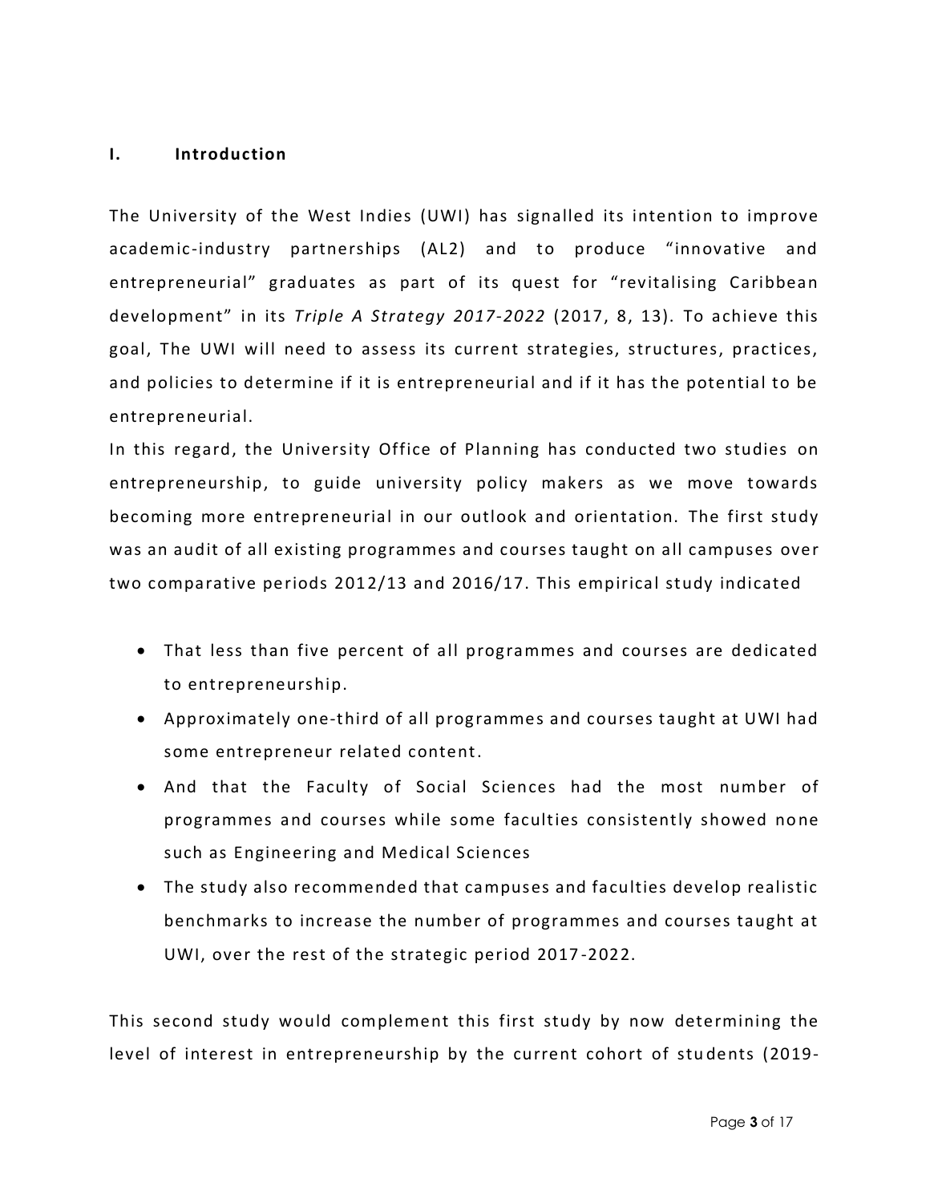## I. Introduction

The University of the West Indies (UWI) has signalled its intention to improve academic-industry partnerships (AL2) and to produce "innovative and entrepreneurial" graduates as part of its quest for "revitalising Caribbean development" in its *Triple A Strategy 2017-2022* (2017, 8, 13). To achieve this goal, The UWI will need to assess its current strategies, structures, practices, and policies to determine if it is entrepreneurial and if it has the potential to be entrepreneurial.

In this regard, the University Office of Planning has conducted two studies on entrepreneurship, to guide university policy makers as we move towards becoming more entrepreneurial in our outlook and orientation. The first study was an audit of all existing programmes and courses taught on all campuses over two comparative periods 2012/13 and 2016/17. This empirical study indicated

- That less than five percent of all programmes and courses are dedicated to entrepreneurship.
- Approximately one-third of all programmes and courses taught at UWI had some entrepreneur related content.
- And that the Faculty of Social Sciences had the most number of programmes and courses while some faculties consistently showed none such as Engineering and Medical Sciences
- The study also recommended that campuses and faculties develop realistic benchmarks to increase the number of programmes and courses taught at UWI, over the rest of the strategic period 2017-2022.

This second study would complement this first study by now determining the level of interest in entrepreneurship by the current cohort of students (2019-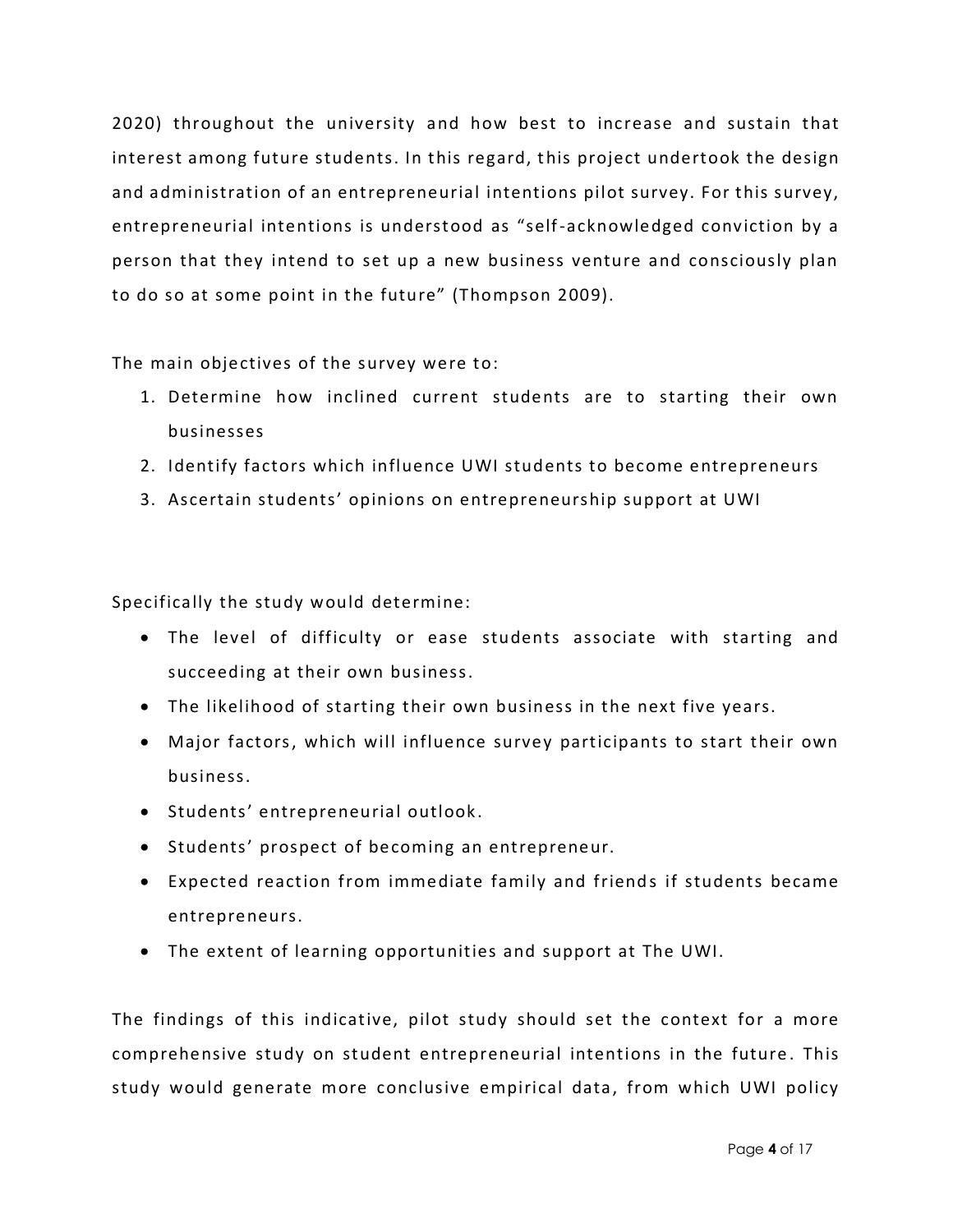2020) throughout the university and how best to increase and sustain that interest among future students. In this regard, this project undertook the design and administration of an entrepreneurial intentions pilot survey. For this survey, entrepreneurial intentions is understood as “self-acknowledged conviction by a person that they intend to set up a new business venture and consciously plan to do so at some point in the future” (Thompson 2009).

The main objectives of the survey were to:

1. Determine how inclined current students are to starting their own businesses
2. Identify factors which influence UWI students to become entrepreneurs
3. Ascertain students’ opinions on entrepreneurship support at UWI

Specifically the study would determine:

- The level of difficulty or ease students associate with starting and succeeding at their own business.
- The likelihood of starting their own business in the next five years.
- Major factors, which will influence survey participants to start their own business.
- Students’ entrepreneurial outlook.
- Students’ prospect of becoming an entrepreneur.
- Expected reaction from immediate family and friends if students became entrepreneurs.
- The extent of learning opportunities and support at The UWI.

The findings of this indicative, pilot study should set the context for a more comprehensive study on student entrepreneurial intentions in the future. This study would generate more conclusive empirical data, from which UWI policy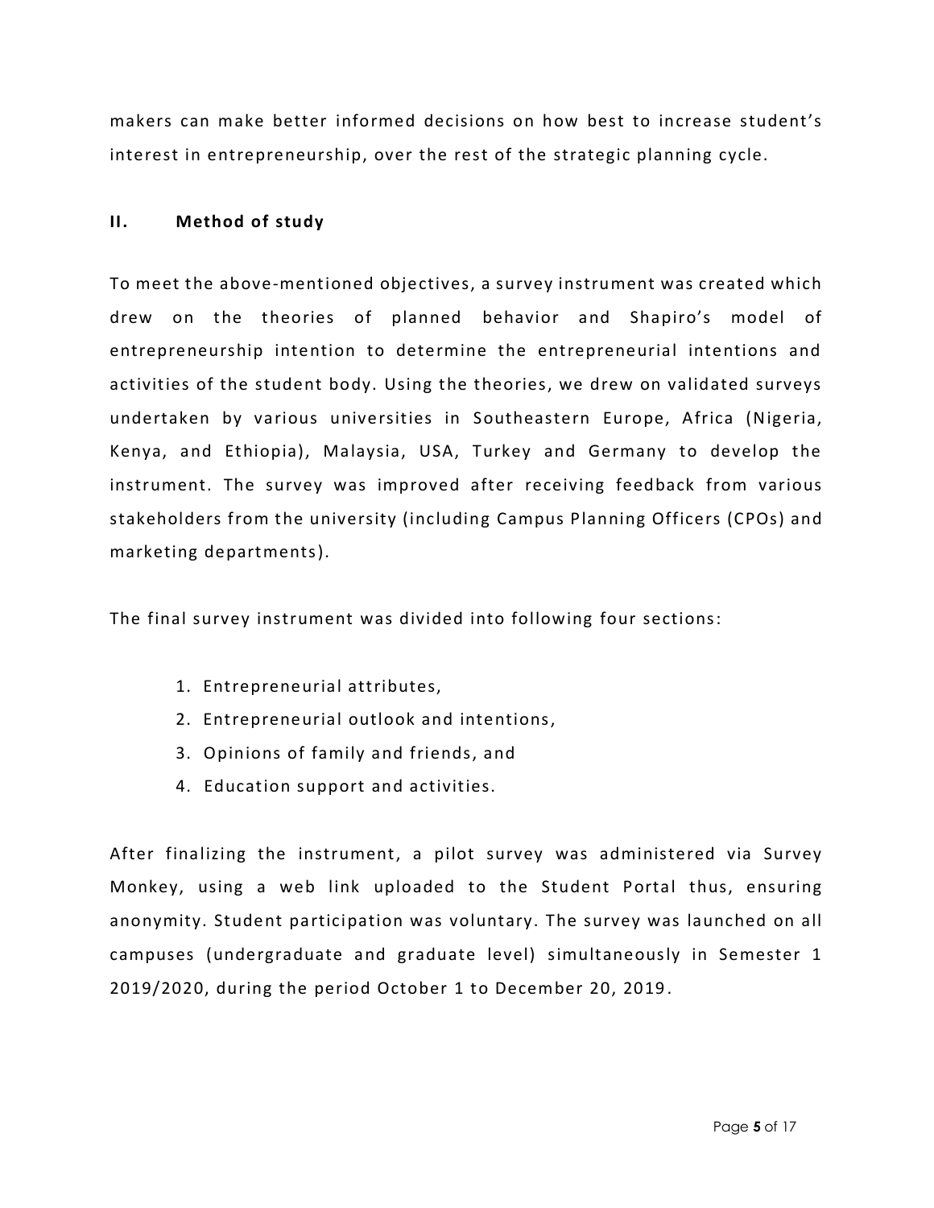makers can make better informed decisions on how best to increase student's interest in entrepreneurship, over the rest of the strategic planning cycle.

## II. Method of study

To meet the above-mentioned objectives, a survey instrument was created which drew on the theories of planned behavior and Shapiro's model of entrepreneurship intention to determine the entrepreneurial intentions and activities of the student body. Using the theories, we drew on validated surveys undertaken by various universities in Southeastern Europe, Africa (Nigeria, Kenya, and Ethiopia), Malaysia, USA, Turkey and Germany to develop the instrument. The survey was improved after receiving feedback from various stakeholders from the university (including Campus Planning Officers (CPOs) and marketing departments).

The final survey instrument was divided into following four sections:

1. Entrepreneurial attributes,
2. Entrepreneurial outlook and intentions,
3. Opinions of family and friends, and
4. Education support and activities.

After finalizing the instrument, a pilot survey was administered via Survey Monkey, using a web link uploaded to the Student Portal thus, ensuring anonymity. Student participation was voluntary. The survey was launched on all campuses (undergraduate and graduate level) simultaneously in Semester 1 2019/2020, during the period October 1 to December 20, 2019.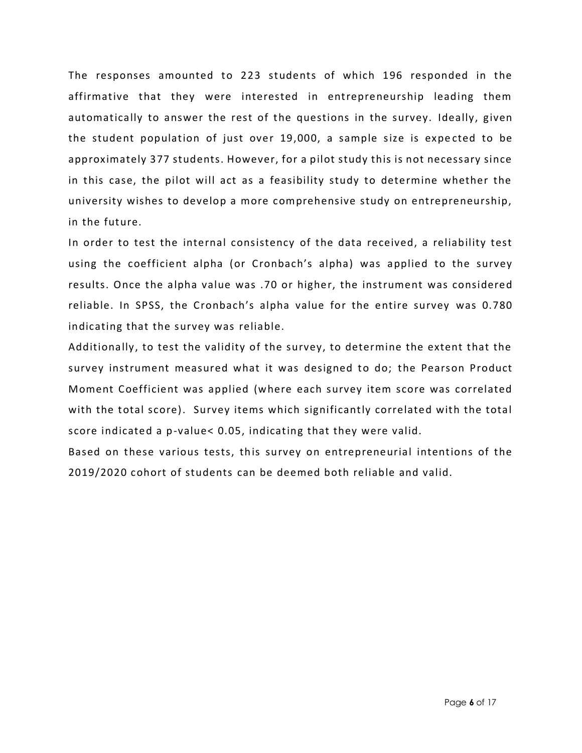The responses amounted to 223 students of which 196 responded in the affirmative that they were interested in entrepreneurship leading them automatically to answer the rest of the questions in the survey. Ideally, given the student population of just over 19,000, a sample size is expected to be approximately 377 students. However, for a pilot study this is not necessary since in this case, the pilot will act as a feasibility study to determine whether the university wishes to develop a more comprehensive study on entrepreneurship, in the future.

In order to test the internal consistency of the data received, a reliability test using the coefficient alpha (or Cronbach's alpha) was applied to the survey results. Once the alpha value was .70 or higher, the instrument was considered reliable. In SPSS, the Cronbach's alpha value for the entire survey was 0.780 indicating that the survey was reliable.

Additionally, to test the validity of the survey, to determine the extent that the survey instrument measured what it was designed to do; the Pearson Product Moment Coefficient was applied (where each survey item score was correlated with the total score). Survey items which significantly correlated with the total score indicated a p-value $< 0.05$, indicating that they were valid.

Based on these various tests, this survey on entrepreneurial intentions of the 2019/2020 cohort of students can be deemed both reliable and valid.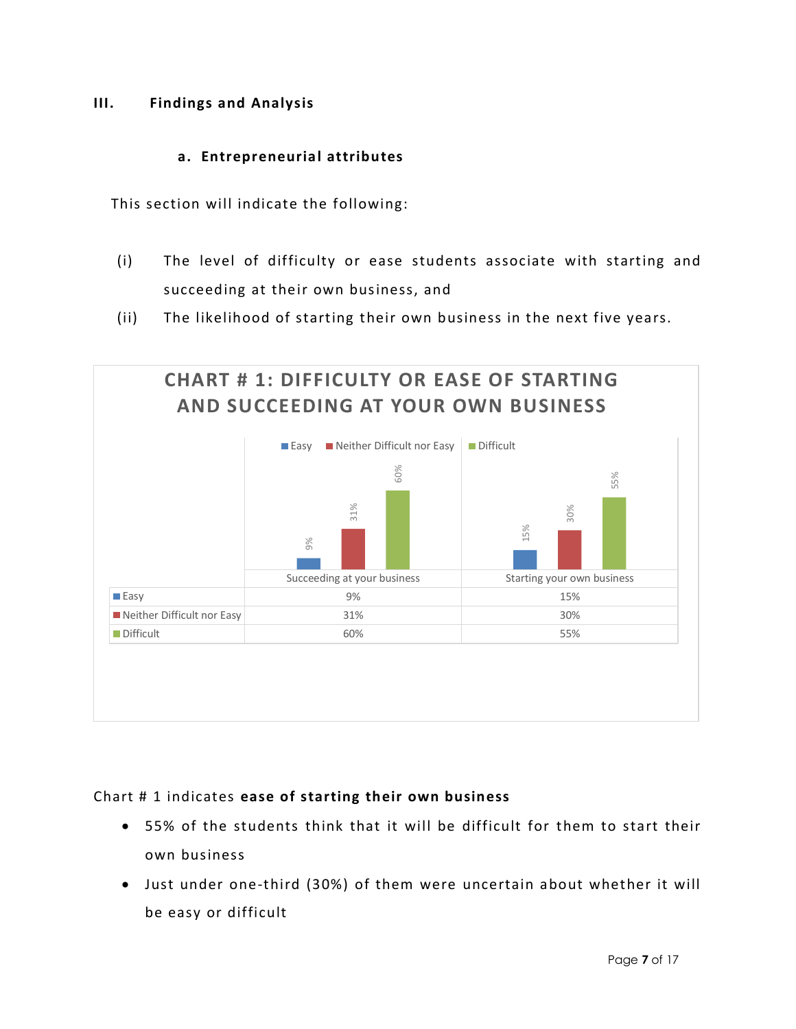## III. Findings and Analysis

### a. Entrepreneurial attributes

This section will indicate the following:

(i) The level of difficulty or ease students associate with starting and succeeding at their own business, and

(ii) The likelihood of starting their own business in the next five years.

**CHART # 1: DIFFICULTY OR EASE OF STARTING AND SUCCEEDING AT YOUR OWN BUSINESS**

| | Succeeding at your business | Starting your own business |
|---|---|---|
| Easy | 9% | 15% |
| Neither Difficult nor Easy | 31% | 30% |
| Difficult | 60% | 55% |

Chart # 1 indicates **ease of starting their own business**

- 55% of the students think that it will be difficult for them to start their own business
- Just under one-third (30%) of them were uncertain about whether it will be easy or difficult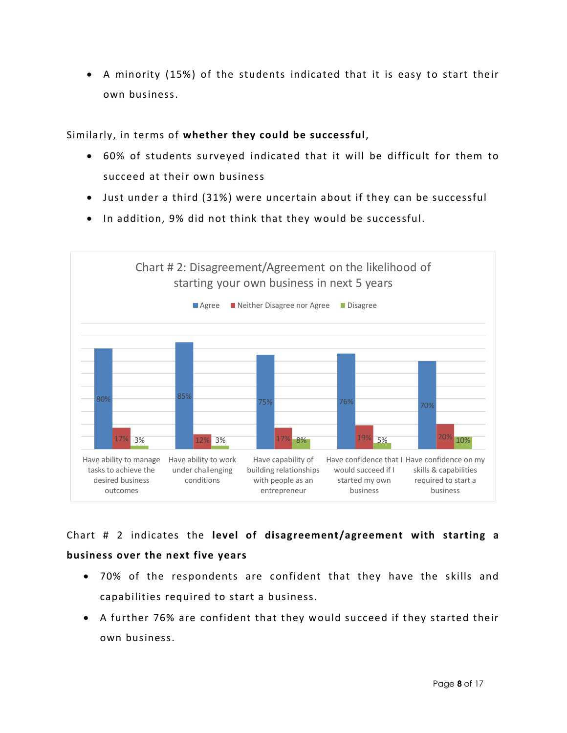- A minority (15%) of the students indicated that it is easy to start their own business.

Similarly, in terms of **whether they could be successful**,

- 60% of students surveyed indicated that it will be difficult for them to succeed at their own business
- Just under a third (31%) were uncertain about if they can be successful
- In addition, 9% did not think that they would be successful.

Chart # 2: Disagreement/Agreement on the likelihood of starting your own business in next 5 years

| | Agree | Neither Disagree nor Agree | Disagree |
|---|---|---|---|
| Have ability to manage tasks to achieve the desired business outcomes | 80% | 17% | 3% |
| Have ability to work under challenging conditions | 85% | 12% | 3% |
| Have capability of building relationships with people as an entrepreneur | 75% | 17% | 8% |
| Have confidence that I would succeed if I started my own business | 76% | 19% | 5% |
| Have confidence on my skills & capabilities required to start a business | 70% | 20% | 10% |

Chart # 2 indicates the **level of disagreement/agreement with starting a business over the next five years**

- 70% of the respondents are confident that they have the skills and capabilities required to start a business.
- A further 76% are confident that they would succeed if they started their own business.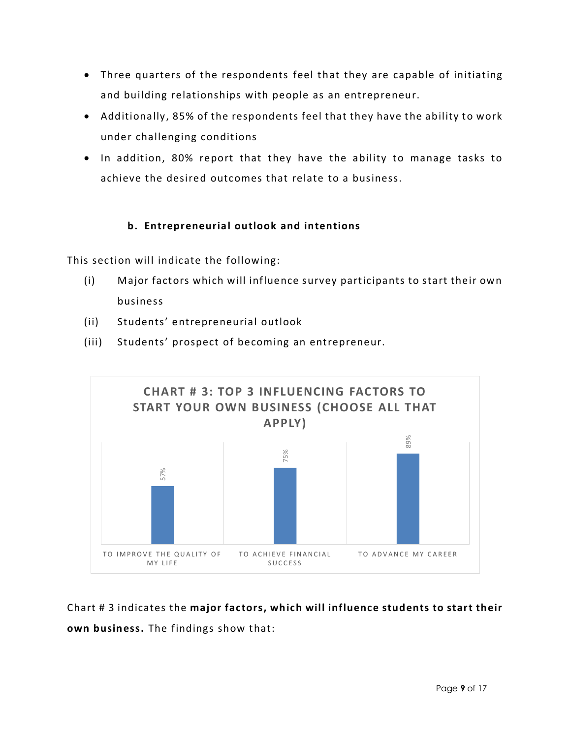- Three quarters of the respondents feel that they are capable of initiating and building relationships with people as an entrepreneur.
- Additionally, 85% of the respondents feel that they have the ability to work under challenging conditions
- In addition, 80% report that they have the ability to manage tasks to achieve the desired outcomes that relate to a business.

### b. Entrepreneurial outlook and intentions

This section will indicate the following:

(i) Major factors which will influence survey participants to start their own business

(ii) Students' entrepreneurial outlook

(iii) Students' prospect of becoming an entrepreneur.

**CHART # 3: TOP 3 INFLUENCING FACTORS TO START YOUR OWN BUSINESS (CHOOSE ALL THAT APPLY)**

| Factor | Percentage |
|---|---|
| TO IMPROVE THE QUALITY OF MY LIFE | 57% |
| TO ACHIEVE FINANCIAL SUCCESS | 75% |
| TO ADVANCE MY CAREER | 89% |

Chart # 3 indicates the **major factors, which will influence students to start their own business.** The findings show that: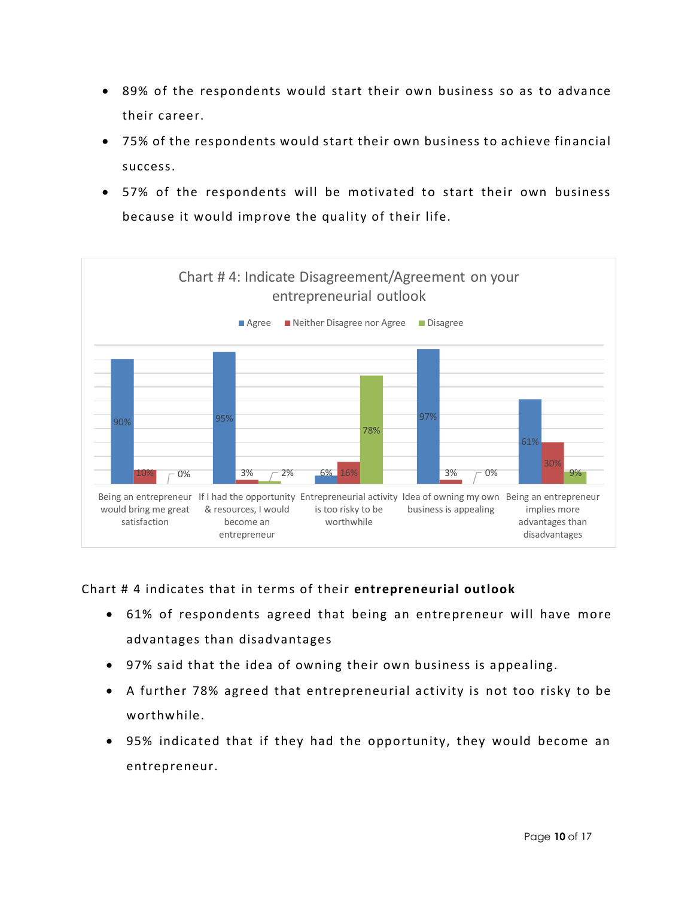- 89% of the respondents would start their own business so as to advance their career.
- 75% of the respondents would start their own business to achieve financial success.
- 57% of the respondents will be motivated to start their own business because it would improve the quality of their life.

**Chart # 4: Indicate Disagreement/Agreement on your entrepreneurial outlook**

| | Agree | Neither Disagree nor Agree | Disagree |
|---|---|---|---|
| Being an entrepreneur would bring me great satisfaction | 90% | 10% | 0% |
| If I had the opportunity & resources, I would become an entrepreneur | 95% | 3% | 2% |
| Entrepreneurial activity is too risky to be worthwhile | 6% | 16% | 78% |
| Idea of owning my own business is appealing | 97% | 3% | 0% |
| Being an entrepreneur implies more advantages than disadvantages | 61% | 30% | 9% |

Chart # 4 indicates that in terms of their **entrepreneurial outlook**

- 61% of respondents agreed that being an entrepreneur will have more advantages than disadvantages
- 97% said that the idea of owning their own business is appealing.
- A further 78% agreed that entrepreneurial activity is not too risky to be worthwhile.
- 95% indicated that if they had the opportunity, they would become an entrepreneur.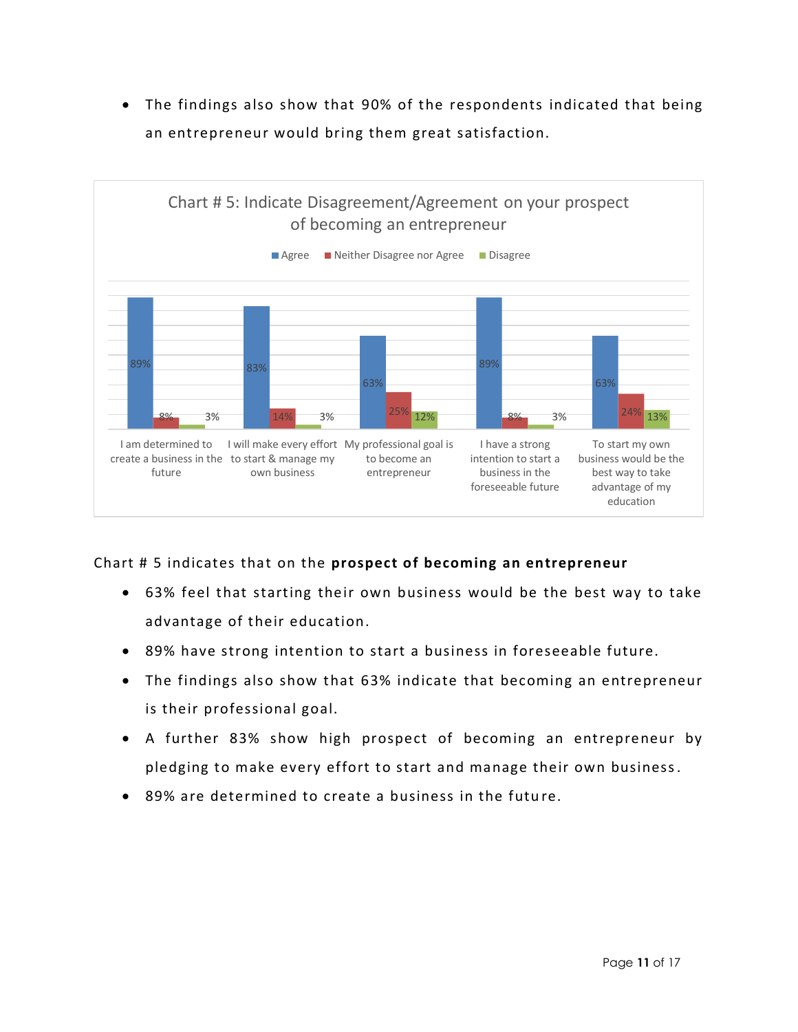- The findings also show that 90% of the respondents indicated that being an entrepreneur would bring them great satisfaction.

Chart # 5: Indicate Disagreement/Agreement on your prospect of becoming an entrepreneur

| | Agree | Neither Disagree nor Agree | Disagree |
|---|---|---|---|
| I am determined to create a business in the future | 89% | 8% | 3% |
| I will make every effort to start & manage my own business | 83% | 14% | 3% |
| My professional goal is to become an entrepreneur | 63% | 25% | 12% |
| I have a strong intention to start a business in the foreseeable future | 89% | 8% | 3% |
| To start my own business would be the best way to take advantage of my education | 63% | 24% | 13% |

Chart # 5 indicates that on the **prospect of becoming an entrepreneur**

- 63% feel that starting their own business would be the best way to take advantage of their education.
- 89% have strong intention to start a business in foreseeable future.
- The findings also show that 63% indicate that becoming an entrepreneur is their professional goal.
- A further 83% show high prospect of becoming an entrepreneur by pledging to make every effort to start and manage their own business.
- 89% are determined to create a business in the future.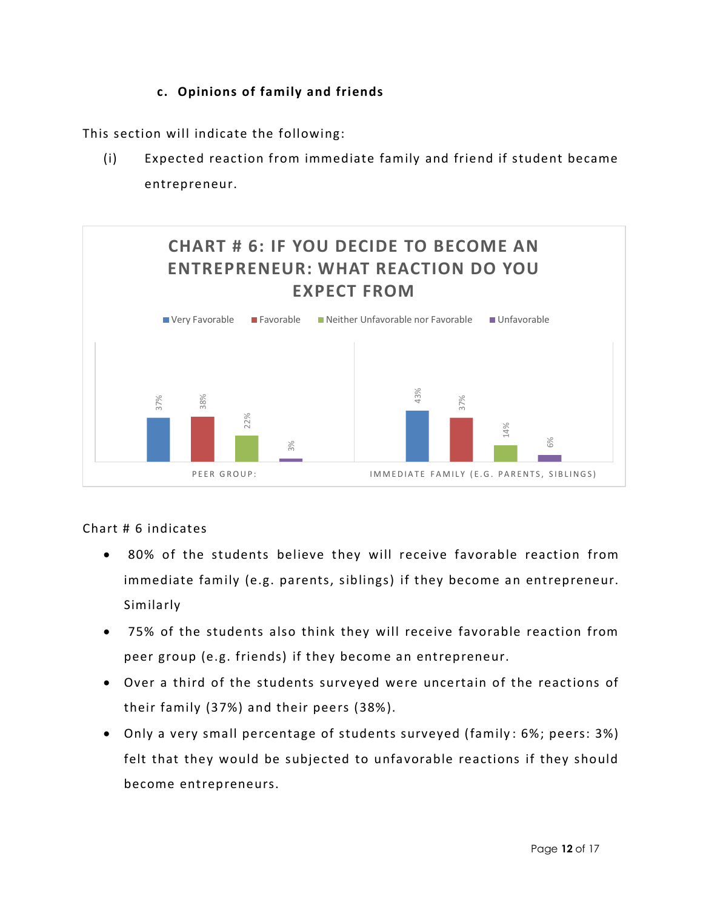### c. Opinions of family and friends

This section will indicate the following:

(i) Expected reaction from immediate family and friend if student became entrepreneur.

**CHART # 6: IF YOU DECIDE TO BECOME AN ENTREPRENEUR: WHAT REACTION DO YOU EXPECT FROM**

| | Very Favorable | Favorable | Neither Unfavorable nor Favorable | Unfavorable |
|---|---|---|---|---|
| PEER GROUP: | 37% | 38% | 22% | 3% |
| IMMEDIATE FAMILY (E.G. PARENTS, SIBLINGS) | 43% | 37% | 14% | 6% |

Chart # 6 indicates

- 80% of the students believe they will receive favorable reaction from immediate family (e.g. parents, siblings) if they become an entrepreneur. Similarly
- 75% of the students also think they will receive favorable reaction from peer group (e.g. friends) if they become an entrepreneur.
- Over a third of the students surveyed were uncertain of the reactions of their family (37%) and their peers (38%).
- Only a very small percentage of students surveyed (family: 6%; peers: 3%) felt that they would be subjected to unfavorable reactions if they should become entrepreneurs.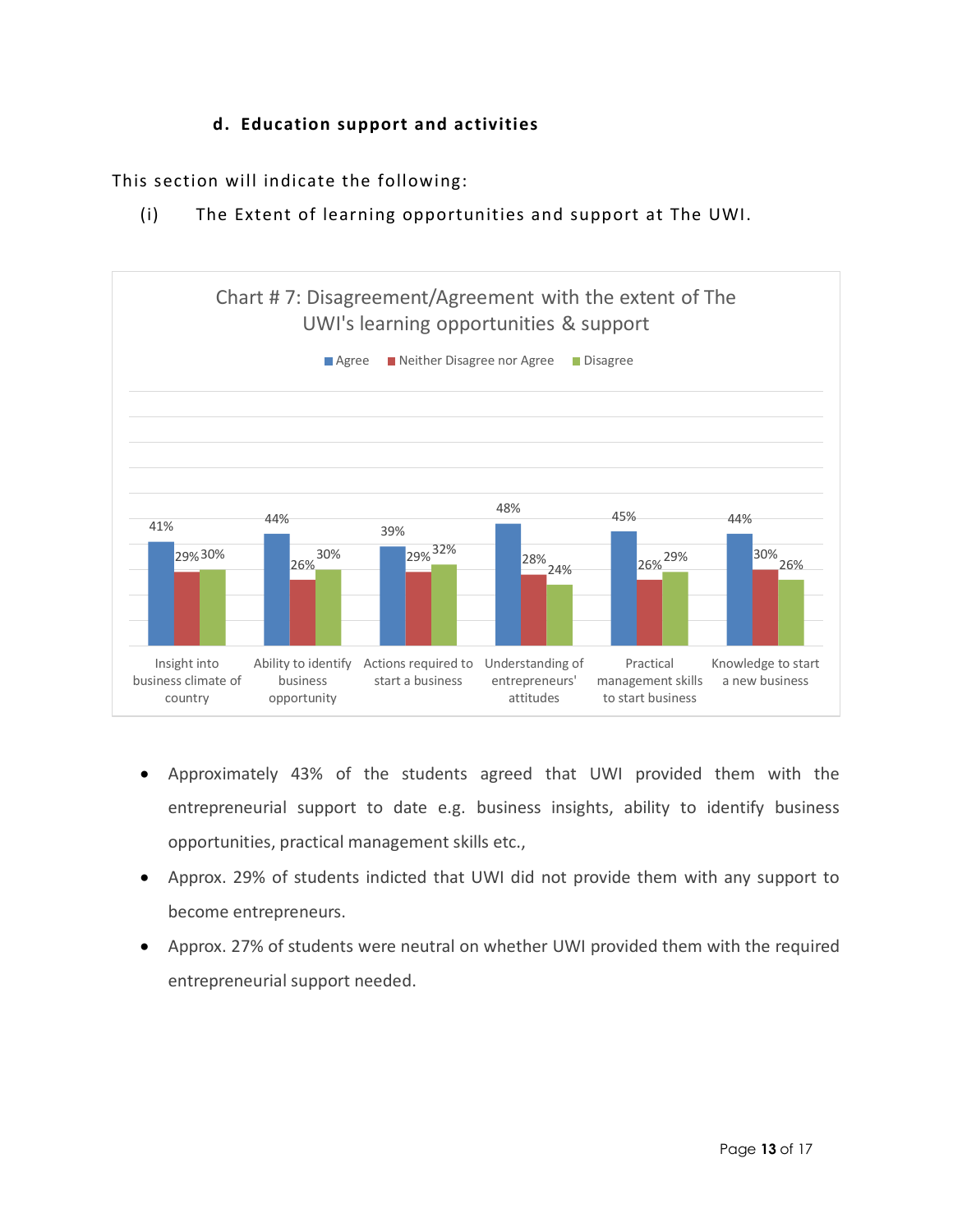### d. Education support and activities

This section will indicate the following:

(i) The Extent of learning opportunities and support at The UWI.

Chart # 7: Disagreement/Agreement with the extent of The UWI's learning opportunities & support

| | Agree | Neither Disagree nor Agree | Disagree |
|---|---|---|---|
| Insight into business climate of country | 41% | 29% | 30% |
| Ability to identify business opportunity | 44% | 26% | 30% |
| Actions required to start a business | 39% | 29% | 32% |
| Understanding of entrepreneurs' attitudes | 48% | 28% | 24% |
| Practical management skills to start business | 45% | 26% | 29% |
| Knowledge to start a new business | 44% | 30% | 26% |

- Approximately 43% of the students agreed that UWI provided them with the entrepreneurial support to date e.g. business insights, ability to identify business opportunities, practical management skills etc.,
- Approx. 29% of students indicted that UWI did not provide them with any support to become entrepreneurs.
- Approx. 27% of students were neutral on whether UWI provided them with the required entrepreneurial support needed.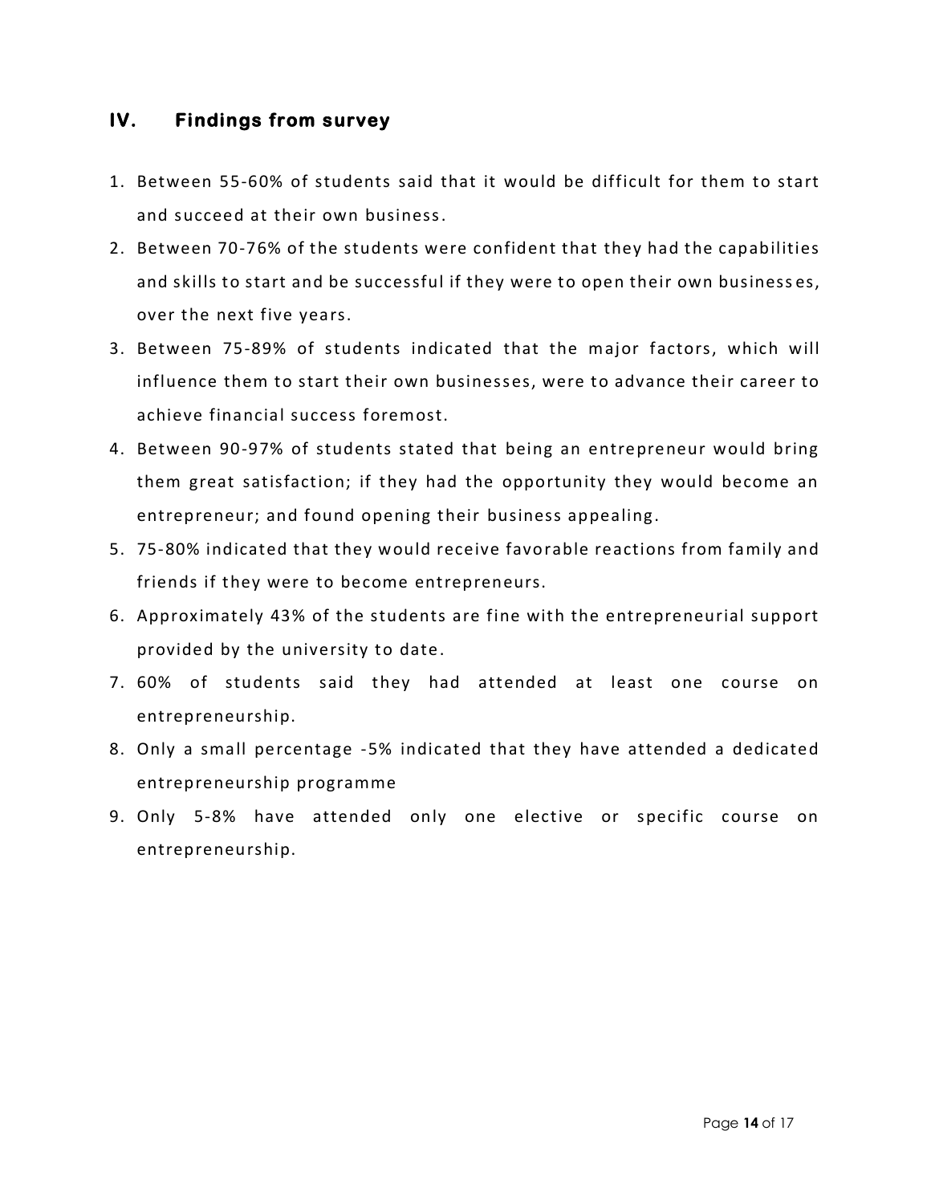## IV. Findings from survey

1. Between 55-60% of students said that it would be difficult for them to start and succeed at their own business.
2. Between 70-76% of the students were confident that they had the capabilities and skills to start and be successful if they were to open their own businesses, over the next five years.
3. Between 75-89% of students indicated that the major factors, which will influence them to start their own businesses, were to advance their career to achieve financial success foremost.
4. Between 90-97% of students stated that being an entrepreneur would bring them great satisfaction; if they had the opportunity they would become an entrepreneur; and found opening their business appealing.
5. 75-80% indicated that they would receive favorable reactions from family and friends if they were to become entrepreneurs.
6. Approximately 43% of the students are fine with the entrepreneurial support provided by the university to date.
7. 60% of students said they had attended at least one course on entrepreneurship.
8. Only a small percentage -5% indicated that they have attended a dedicated entrepreneurship programme
9. Only 5-8% have attended only one elective or specific course on entrepreneurship.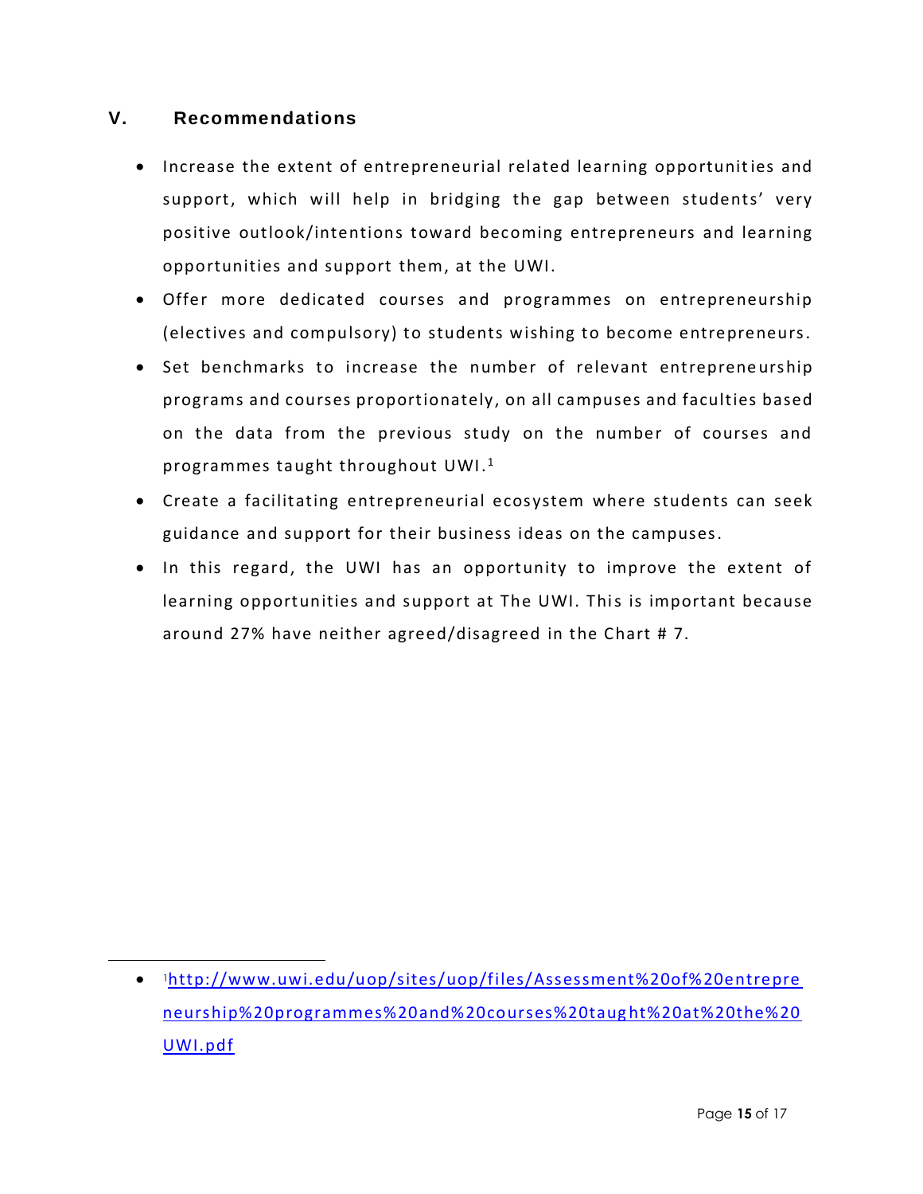## V. Recommendations

- Increase the extent of entrepreneurial related learning opportunities and support, which will help in bridging the gap between students' very positive outlook/intentions toward becoming entrepreneurs and learning opportunities and support them, at the UWI.
- Offer more dedicated courses and programmes on entrepreneurship (electives and compulsory) to students wishing to become entrepreneurs.
- Set benchmarks to increase the number of relevant entrepreneurship programs and courses proportionately, on all campuses and faculties based on the data from the previous study on the number of courses and programmes taught throughout UWI.[1]
- Create a facilitating entrepreneurial ecosystem where students can seek guidance and support for their business ideas on the campuses.
- In this regard, the UWI has an opportunity to improve the extent of learning opportunities and support at The UWI. This is important because around 27% have neither agreed/disagreed in the Chart # 7.

---

- [1]http://www.uwi.edu/uop/sites/uop/files/Assessment%20of%20entrepreneurship%20programmes%20and%20courses%20taught%20at%20the%20UWI.pdf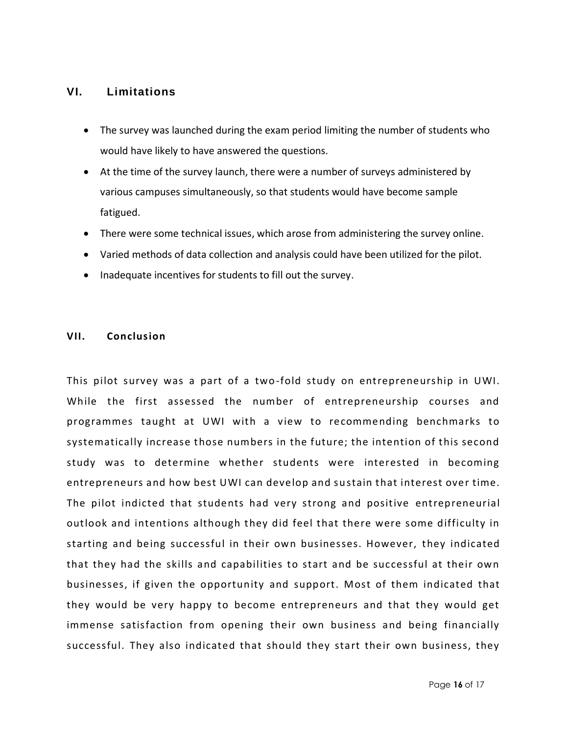## VI. Limitations

- The survey was launched during the exam period limiting the number of students who would have likely to have answered the questions.
- At the time of the survey launch, there were a number of surveys administered by various campuses simultaneously, so that students would have become sample fatigued.
- There were some technical issues, which arose from administering the survey online.
- Varied methods of data collection and analysis could have been utilized for the pilot.
- Inadequate incentives for students to fill out the survey.

## VII. Conclusion

This pilot survey was a part of a two-fold study on entrepreneurship in UWI. While the first assessed the number of entrepreneurship courses and programmes taught at UWI with a view to recommending benchmarks to systematically increase those numbers in the future; the intention of this second study was to determine whether students were interested in becoming entrepreneurs and how best UWI can develop and sustain that interest over time. The pilot indicted that students had very strong and positive entrepreneurial outlook and intentions although they did feel that there were some difficulty in starting and being successful in their own businesses. However, they indicated that they had the skills and capabilities to start and be successful at their own businesses, if given the opportunity and support. Most of them indicated that they would be very happy to become entrepreneurs and that they would get immense satisfaction from opening their own business and being financially successful. They also indicated that should they start their own business, they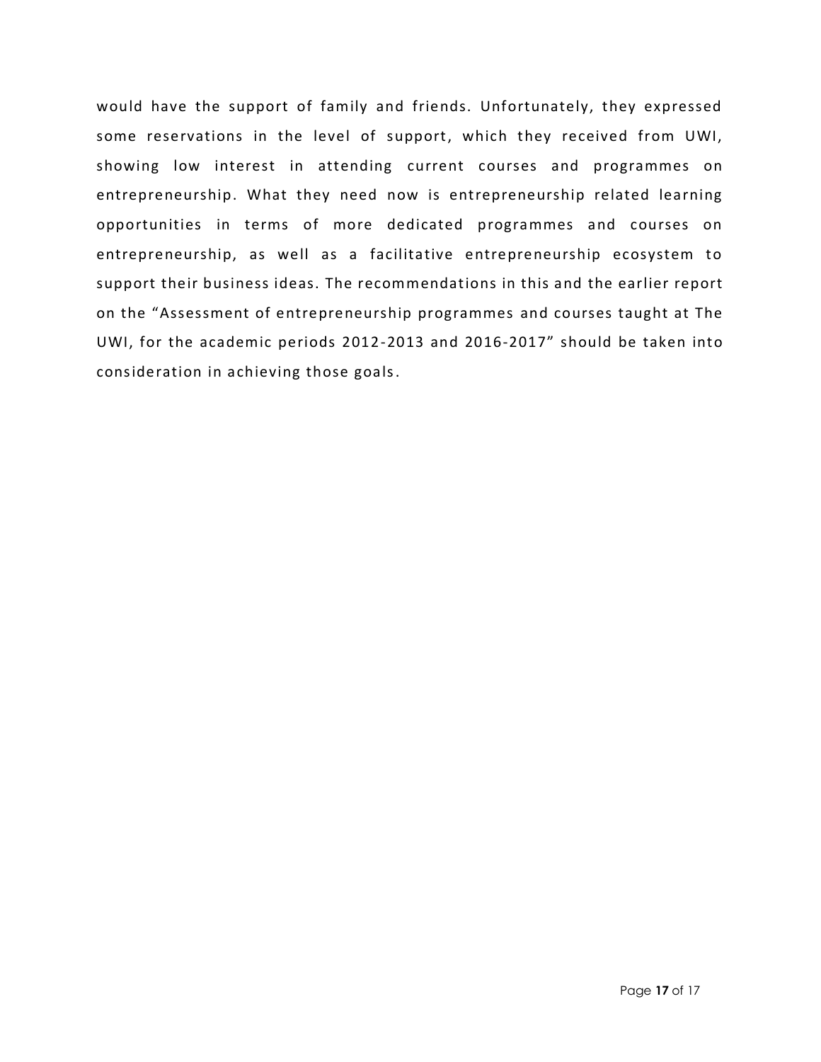would have the support of family and friends. Unfortunately, they expressed some reservations in the level of support, which they received from UWI, showing low interest in attending current courses and programmes on entrepreneurship. What they need now is entrepreneurship related learning opportunities in terms of more dedicated programmes and courses on entrepreneurship, as well as a facilitative entrepreneurship ecosystem to support their business ideas. The recommendations in this and the earlier report on the "Assessment of entrepreneurship programmes and courses taught at The UWI, for the academic periods 2012-2013 and 2016-2017" should be taken into consideration in achieving those goals.